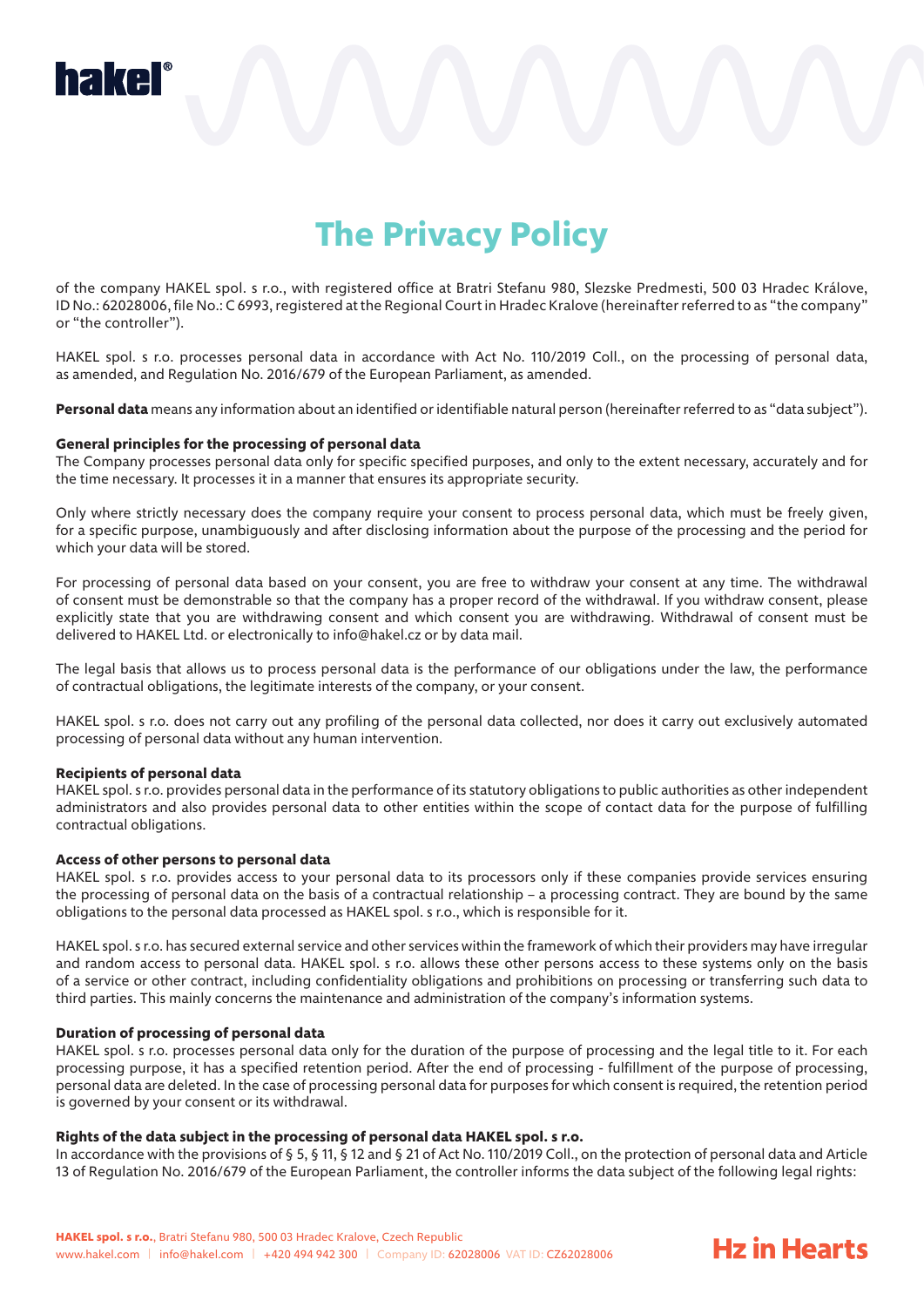# The Privacy Policy

of the company HAKEL spol. s r.o., with registered office at Bratri Stefanu 980, Slezske Predmesti, 500 03 Hradec Králove, ID No.: 62028006, file No.: C 6993, registered at the Regional Court in Hradec Kralove (hereinafter referred to as "the company" or "the controller").

HAKEL spol. s r.o. processes personal data in accordance with Act No. 110/2019 Coll., on the processing of personal data, as amended, and Regulation No. 2016/679 of the European Parliament, as amended.

**Personal data** means any information about an identified or identifiable natural person (hereinafter referred to as "data subject").

**General principles for the processing of personal data**
The Company processes personal data only for specific specified purposes, and only to the extent necessary, accurately and for the time necessary. It processes it in a manner that ensures its appropriate security.

Only where strictly necessary does the company require your consent to process personal data, which must be freely given, for a specific purpose, unambiguously and after disclosing information about the purpose of the processing and the period for which your data will be stored.

For processing of personal data based on your consent, you are free to withdraw your consent at any time. The withdrawal of consent must be demonstrable so that the company has a proper record of the withdrawal. If you withdraw consent, please explicitly state that you are withdrawing consent and which consent you are withdrawing. Withdrawal of consent must be delivered to HAKEL Ltd. or electronically to info@hakel.cz or by data mail.

The legal basis that allows us to process personal data is the performance of our obligations under the law, the performance of contractual obligations, the legitimate interests of the company, or your consent.

HAKEL spol. s r.o. does not carry out any profiling of the personal data collected, nor does it carry out exclusively automated processing of personal data without any human intervention.

**Recipients of personal data**
HAKEL spol. s r.o. provides personal data in the performance of its statutory obligations to public authorities as other independent administrators and also provides personal data to other entities within the scope of contact data for the purpose of fulfilling contractual obligations.

**Access of other persons to personal data**
HAKEL spol. s r.o. provides access to your personal data to its processors only if these companies provide services ensuring the processing of personal data on the basis of a contractual relationship – a processing contract. They are bound by the same obligations to the personal data processed as HAKEL spol. s r.o., which is responsible for it.

HAKEL spol. s r.o. has secured external service and other services within the framework of which their providers may have irregular and random access to personal data. HAKEL spol. s r.o. allows these other persons access to these systems only on the basis of a service or other contract, including confidentiality obligations and prohibitions on processing or transferring such data to third parties. This mainly concerns the maintenance and administration of the company's information systems.

**Duration of processing of personal data**
HAKEL spol. s r.o. processes personal data only for the duration of the purpose of processing and the legal title to it. For each processing purpose, it has a specified retention period. After the end of processing - fulfillment of the purpose of processing, personal data are deleted. In the case of processing personal data for purposes for which consent is required, the retention period is governed by your consent or its withdrawal.

**Rights of the data subject in the processing of personal data HAKEL spol. s r.o.**
In accordance with the provisions of § 5, § 11, § 12 and § 21 of Act No. 110/2019 Coll., on the protection of personal data and Article 13 of Regulation No. 2016/679 of the European Parliament, the controller informs the data subject of the following legal rights: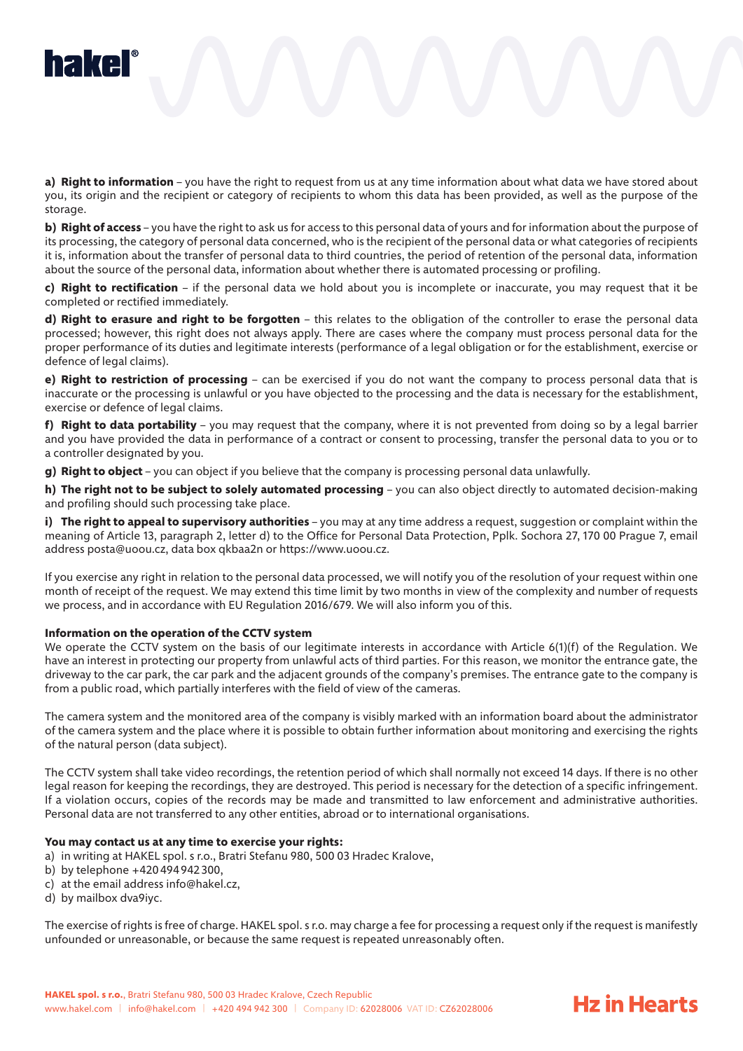**a) Right to information** – you have the right to request from us at any time information about what data we have stored about you, its origin and the recipient or category of recipients to whom this data has been provided, as well as the purpose of the storage.

**b) Right of access** – you have the right to ask us for access to this personal data of yours and for information about the purpose of its processing, the category of personal data concerned, who is the recipient of the personal data or what categories of recipients it is, information about the transfer of personal data to third countries, the period of retention of the personal data, information about the source of the personal data, information about whether there is automated processing or profiling.

**c) Right to rectification** – if the personal data we hold about you is incomplete or inaccurate, you may request that it be completed or rectified immediately.

**d) Right to erasure and right to be forgotten** – this relates to the obligation of the controller to erase the personal data processed; however, this right does not always apply. There are cases where the company must process personal data for the proper performance of its duties and legitimate interests (performance of a legal obligation or for the establishment, exercise or defence of legal claims).

**e) Right to restriction of processing** – can be exercised if you do not want the company to process personal data that is inaccurate or the processing is unlawful or you have objected to the processing and the data is necessary for the establishment, exercise or defence of legal claims.

**f) Right to data portability** – you may request that the company, where it is not prevented from doing so by a legal barrier and you have provided the data in performance of a contract or consent to processing, transfer the personal data to you or to a controller designated by you.

**g) Right to object** – you can object if you believe that the company is processing personal data unlawfully.

**h) The right not to be subject to solely automated processing** – you can also object directly to automated decision-making and profiling should such processing take place.

**i) The right to appeal to supervisory authorities** – you may at any time address a request, suggestion or complaint within the meaning of Article 13, paragraph 2, letter d) to the Office for Personal Data Protection, Pplk. Sochora 27, 170 00 Prague 7, email address posta@uoou.cz, data box qkbaa2n or https://www.uoou.cz.

If you exercise any right in relation to the personal data processed, we will notify you of the resolution of your request within one month of receipt of the request. We may extend this time limit by two months in view of the complexity and number of requests we process, and in accordance with EU Regulation 2016/679. We will also inform you of this.

**Information on the operation of the CCTV system**

We operate the CCTV system on the basis of our legitimate interests in accordance with Article 6(1)(f) of the Regulation. We have an interest in protecting our property from unlawful acts of third parties. For this reason, we monitor the entrance gate, the driveway to the car park, the car park and the adjacent grounds of the company's premises. The entrance gate to the company is from a public road, which partially interferes with the field of view of the cameras.

The camera system and the monitored area of the company is visibly marked with an information board about the administrator of the camera system and the place where it is possible to obtain further information about monitoring and exercising the rights of the natural person (data subject).

The CCTV system shall take video recordings, the retention period of which shall normally not exceed 14 days. If there is no other legal reason for keeping the recordings, they are destroyed. This period is necessary for the detection of a specific infringement. If a violation occurs, copies of the records may be made and transmitted to law enforcement and administrative authorities. Personal data are not transferred to any other entities, abroad or to international organisations.

**You may contact us at any time to exercise your rights:**

a) in writing at HAKEL spol. s r.o., Bratri Stefanu 980, 500 03 Hradec Kralove,
b) by telephone +420 494 942 300,
c) at the email address info@hakel.cz,
d) by mailbox dva9iyc.

The exercise of rights is free of charge. HAKEL spol. s r.o. may charge a fee for processing a request only if the request is manifestly unfounded or unreasonable, or because the same request is repeated unreasonably often.